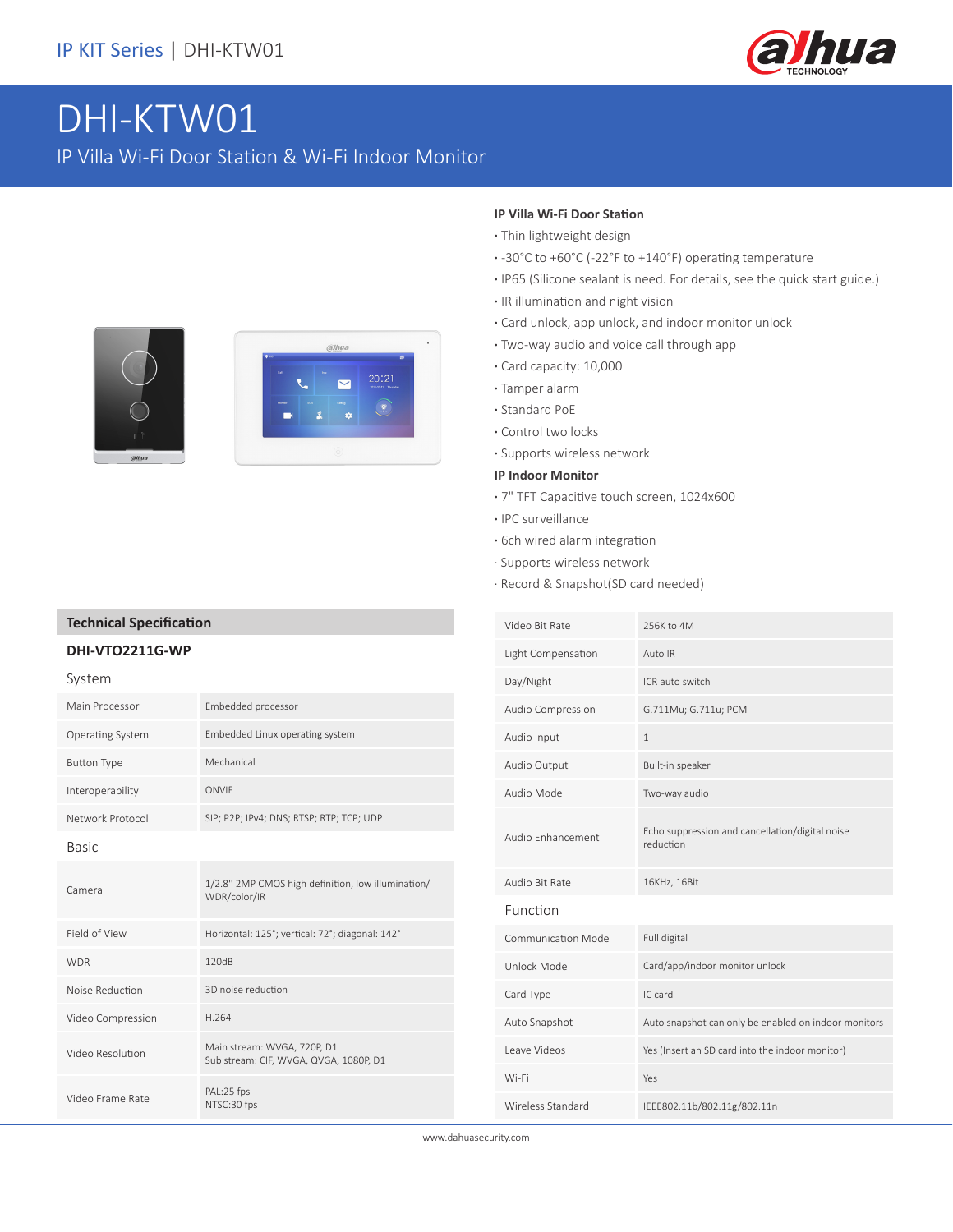# DHI-KTW01

IP Villa Wi-Fi Door Station & Wi-Fi Indoor Monitor

**IP Villa Wi-Fi Door Station**

- Thin lightweight design
- -30°C to +60°C (-22°F to +140°F) operating temperature
- IP65 (Silicone sealant is need. For details, see the quick start guide.)
- IR illumination and night vision
- Card unlock, app unlock, and indoor monitor unlock
- Two-way audio and voice call through app
- Card capacity: 10,000
- Tamper alarm
- Standard PoE
- Control two locks
- Supports wireless network

**IP Indoor Monitor**

- 7" TFT Capacitive touch screen, 1024x600
- IPC surveillance
- 6ch wired alarm integration
- Supports wireless network
- Record & Snapshot(SD card needed)

## Technical Specification

### DHI-VTO2211G-WP

**System**

| | |
|---|---|
| Main Processor | Embedded processor |
| Operating System | Embedded Linux operating system |
| Button Type | Mechanical |
| Interoperability | ONVIF |
| Network Protocol | SIP; P2P; IPv4; DNS; RTSP; RTP; TCP; UDP |

**Basic**

| | |
|---|---|
| Camera | 1/2.8" 2MP CMOS high definition, low illumination/ WDR/color/IR |
| Field of View | Horizontal: 125°; vertical: 72°; diagonal: 142° |
| WDR | 120dB |
| Noise Reduction | 3D noise reduction |
| Video Compression | H.264 |
| Video Resolution | Main stream: WVGA, 720P, D1<br>Sub stream: CIF, WVGA, QVGA, 1080P, D1 |
| Video Frame Rate | PAL:25 fps<br>NTSC:30 fps |
| Video Bit Rate | 256K to 4M |
| Light Compensation | Auto IR |
| Day/Night | ICR auto switch |
| Audio Compression | G.711Mu; G.711u; PCM |
| Audio Input | 1 |
| Audio Output | Built-in speaker |
| Audio Mode | Two-way audio |
| Audio Enhancement | Echo suppression and cancellation/digital noise reduction |
| Audio Bit Rate | 16KHz, 16Bit |

**Function**

| | |
|---|---|
| Communication Mode | Full digital |
| Unlock Mode | Card/app/indoor monitor unlock |
| Card Type | IC card |
| Auto Snapshot | Auto snapshot can only be enabled on indoor monitors |
| Leave Videos | Yes (Insert an SD card into the indoor monitor) |
| Wi-Fi | Yes |
| Wireless Standard | IEEE802.11b/802.11g/802.11n |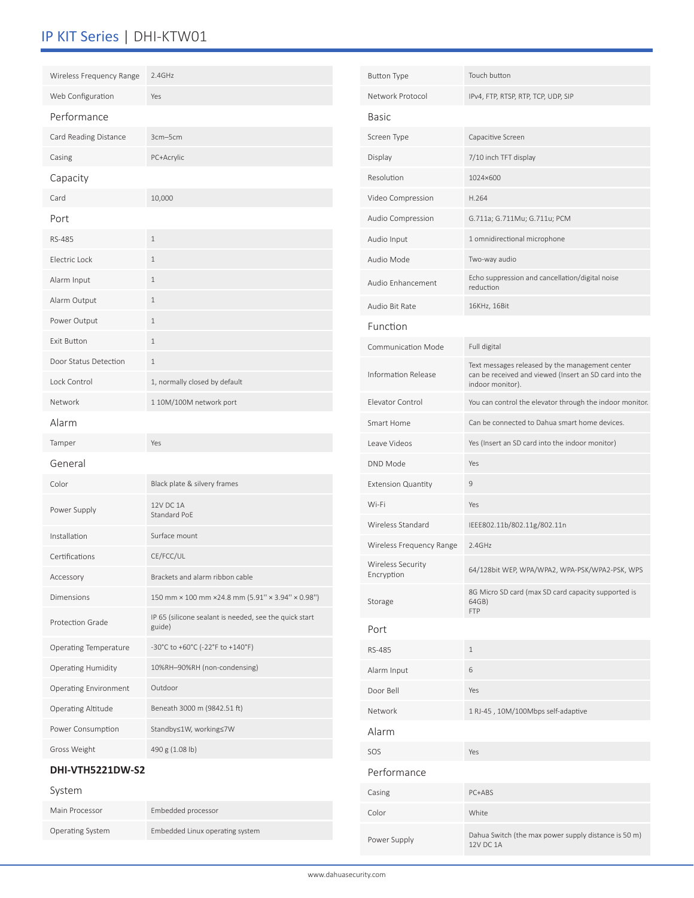# IP KIT Series | DHI-KTW01

| | |
|---|---|
| Wireless Frequency Range | 2.4GHz |
| Web Configuration | Yes |

### Performance

| | |
|---|---|
| Card Reading Distance | 3cm–5cm |
| Casing | PC+Acrylic |

### Capacity

| | |
|---|---|
| Card | 10,000 |

### Port

| | |
|---|---|
| RS-485 | 1 |
| Electric Lock | 1 |
| Alarm Input | 1 |
| Alarm Output | 1 |
| Power Output | 1 |
| Exit Button | 1 |
| Door Status Detection | 1 |
| Lock Control | 1, normally closed by default |
| Network | 1 10M/100M network port |

### Alarm

| | |
|---|---|
| Tamper | Yes |

### General

| | |
|---|---|
| Color | Black plate & silvery frames |
| Power Supply | 12V DC 1A<br>Standard PoE |
| Installation | Surface mount |
| Certifications | CE/FCC/UL |
| Accessory | Brackets and alarm ribbon cable |
| Dimensions | 150 mm × 100 mm ×24.8 mm (5.91" × 3.94" × 0.98") |
| Protection Grade | IP 65 (silicone sealant is needed, see the quick start guide) |
| Operating Temperature | -30°C to +60°C (-22°F to +140°F) |
| Operating Humidity | 10%RH–90%RH (non-condensing) |
| Operating Environment | Outdoor |
| Operating Altitude | Beneath 3000 m (9842.51 ft) |
| Power Consumption | Standby≤1W, working≤7W |
| Gross Weight | 490 g (1.08 lb) |

## DHI-VTH5221DW-S2

### System

| | |
|---|---|
| Main Processor | Embedded processor |
| Operating System | Embedded Linux operating system |
| Button Type | Touch button |
| Network Protocol | IPv4, FTP, RTSP, RTP, TCP, UDP, SIP |

### Basic

| | |
|---|---|
| Screen Type | Capacitive Screen |
| Display | 7/10 inch TFT display |
| Resolution | 1024×600 |
| Video Compression | H.264 |
| Audio Compression | G.711a; G.711Mu; G.711u; PCM |
| Audio Input | 1 omnidirectional microphone |
| Audio Mode | Two-way audio |
| Audio Enhancement | Echo suppression and cancellation/digital noise reduction |
| Audio Bit Rate | 16KHz, 16Bit |

### Function

| | |
|---|---|
| Communication Mode | Full digital |
| Information Release | Text messages released by the management center can be received and viewed (Insert an SD card into the indoor monitor). |
| Elevator Control | You can control the elevator through the indoor monitor. |
| Smart Home | Can be connected to Dahua smart home devices. |
| Leave Videos | Yes (Insert an SD card into the indoor monitor) |
| DND Mode | Yes |
| Extension Quantity | 9 |
| Wi-Fi | Yes |
| Wireless Standard | IEEE802.11b/802.11g/802.11n |
| Wireless Frequency Range | 2.4GHz |
| Wireless Security Encryption | 64/128bit WEP, WPA/WPA2, WPA-PSK/WPA2-PSK, WPS |
| Storage | 8G Micro SD card (max SD card capacity supported is 64GB)<br>FTP |

### Port

| | |
|---|---|
| RS-485 | 1 |
| Alarm Input | 6 |
| Door Bell | Yes |
| Network | 1 RJ-45 , 10M/100Mbps self-adaptive |

### Alarm

| | |
|---|---|
| SOS | Yes |

### Performance

| | |
|---|---|
| Casing | PC+ABS |
| Color | White |
| Power Supply | Dahua Switch (the max power supply distance is 50 m)<br>12V DC 1A |

www.dahuasecurity.com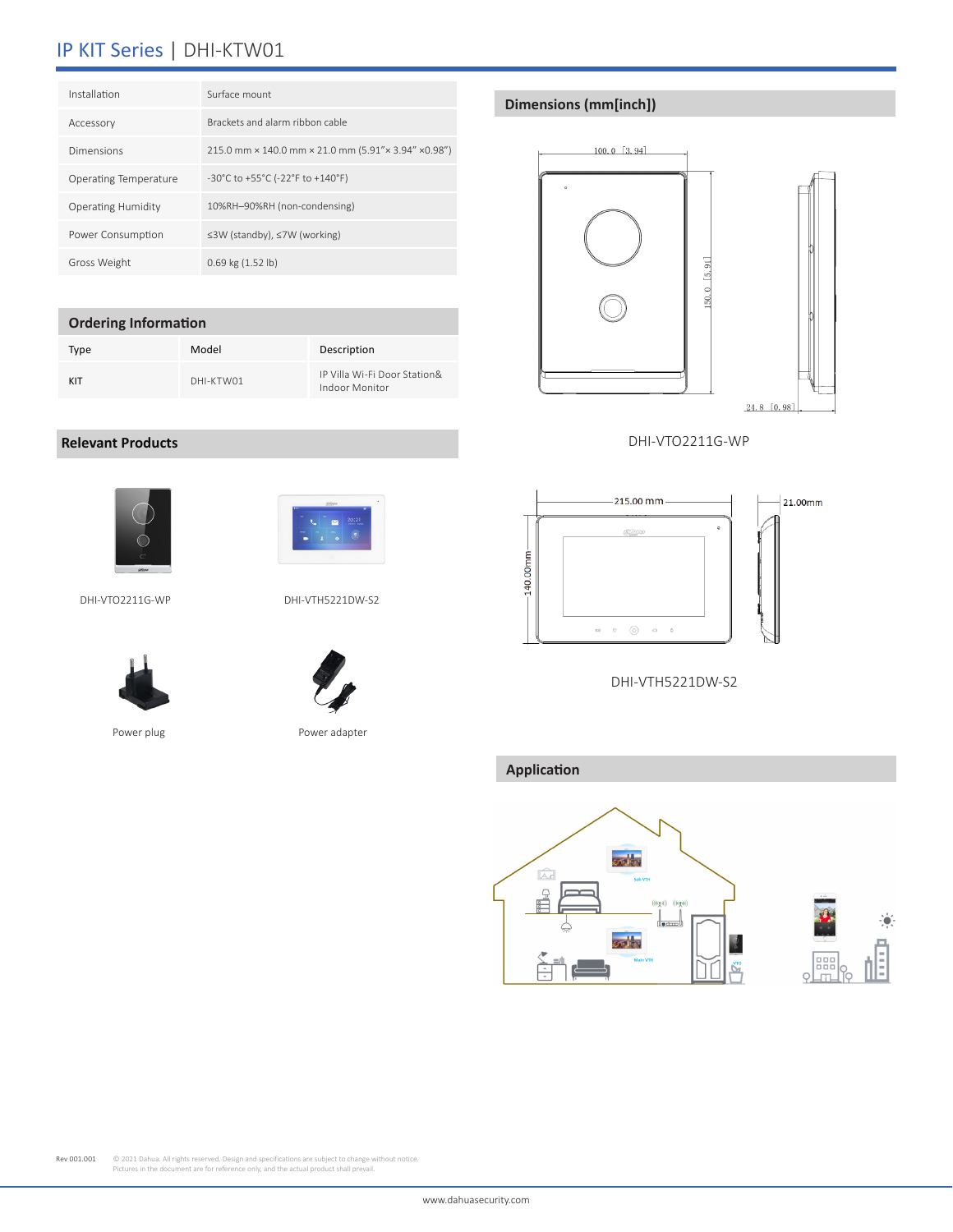# IP KIT Series | DHI-KTW01

| | |
|---|---|
| Installation | Surface mount |
| Accessory | Brackets and alarm ribbon cable |
| Dimensions | 215.0 mm × 140.0 mm × 21.0 mm (5.91"× 3.94" ×0.98") |
| Operating Temperature | -30°C to +55°C (-22°F to +140°F) |
| Operating Humidity | 10%RH–90%RH (non-condensing) |
| Power Consumption | ≤3W (standby), ≤7W (working) |
| Gross Weight | 0.69 kg (1.52 lb) |

## Ordering Information

| Type | Model | Description |
|---|---|---|
| KIT | DHI-KTW01 | IP Villa Wi-Fi Door Station& Indoor Monitor |

## Relevant Products

DHI-VTO2211G-WP

DHI-VTH5221DW-S2

Power plug

Power adapter

## Dimensions (mm[inch])

100.0 [3.94]

150.0 [5.91]

24.8 [0.98]

DHI-VTO2211G-WP

215.00 mm

140.00mm

21.00mm

DHI-VTH5221DW-S2

## Application

Sub VTH

Main VTH

VTO

Rev 001.001 © 2021 Dahua. All rights reserved. Design and specifications are subject to change without notice. Pictures in the document are for reference only, and the actual product shall prevail.

www.dahuasecurity.com